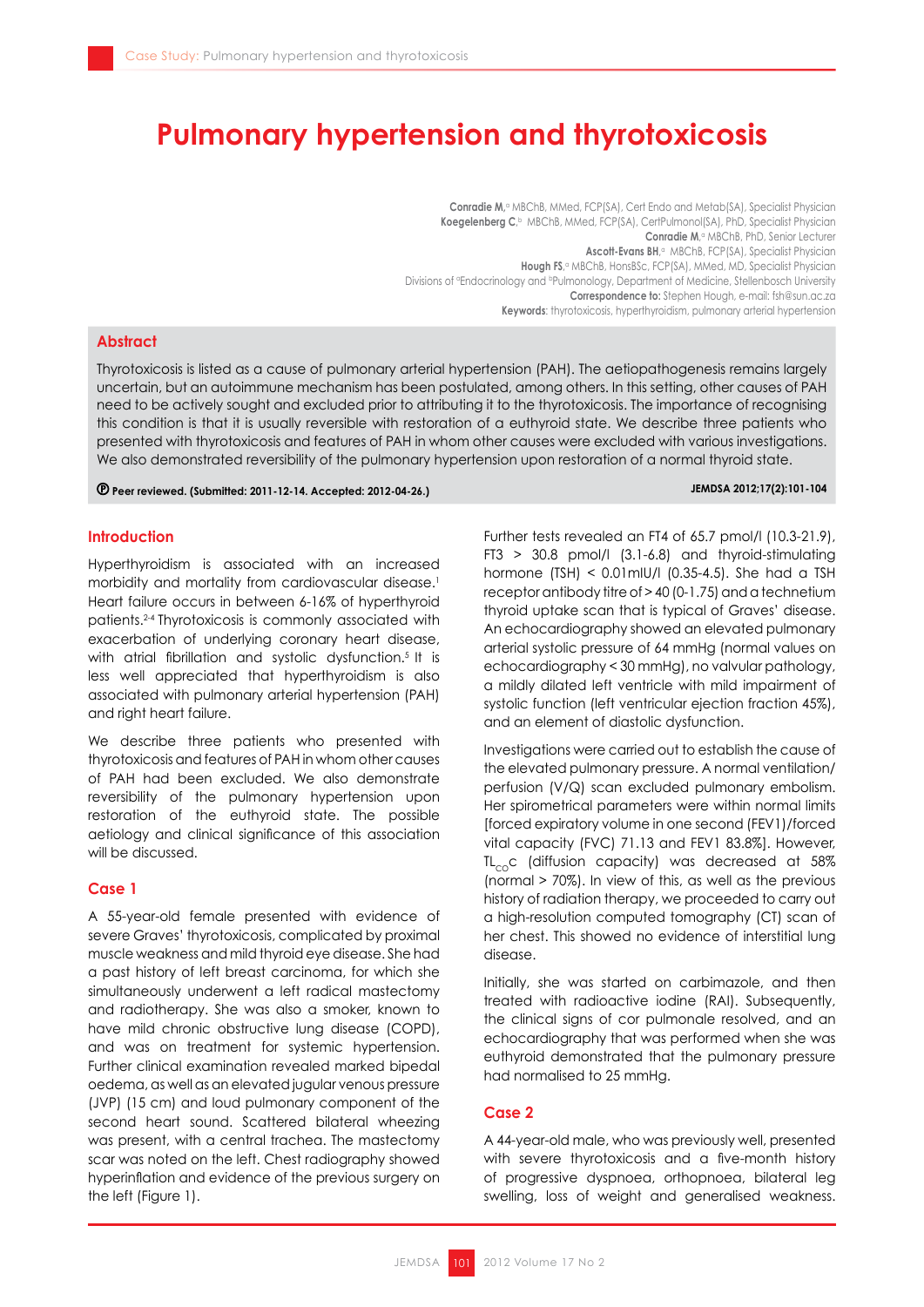# Pulmonary hypertension and thyrotoxicosis

**Conradie M**,[a] MBChB, MMed, FCP(SA), Cert Endo and Metab(SA), Specialist Physician
**Koegelenberg C**,[b] MBChB, MMed, FCP(SA), CertPulmonol(SA), PhD, Specialist Physician
**Conradie M**,[a] MBChB, PhD, Senior Lecturer
**Ascott-Evans BH**,[a] MBChB, FCP(SA), Specialist Physician
**Hough FS**,[a] MBChB, HonsBSc, FCP(SA), MMed, MD, Specialist Physician
Divisions of [a]Endocrinology and [b]Pulmonology, Department of Medicine, Stellenbosch University
**Correspondence to:** Stephen Hough, e-mail: fsh@sun.ac.za
**Keywords**: thyrotoxicosis, hyperthyroidism, pulmonary arterial hypertension

## Abstract

Thyrotoxicosis is listed as a cause of pulmonary arterial hypertension (PAH). The aetiopathogenesis remains largely uncertain, but an autoimmune mechanism has been postulated, among others. In this setting, other causes of PAH need to be actively sought and excluded prior to attributing it to the thyrotoxicosis. The importance of recognising this condition is that it is usually reversible with restoration of a euthyroid state. We describe three patients who presented with thyrotoxicosis and features of PAH in whom other causes were excluded with various investigations. We also demonstrated reversibility of the pulmonary hypertension upon restoration of a normal thyroid state.

**Peer reviewed. (Submitted: 2011-12-14. Accepted: 2012-04-26.)**

## Introduction

Hyperthyroidism is associated with an increased morbidity and mortality from cardiovascular disease.[1] Heart failure occurs in between 6-16% of hyperthyroid patients.[2-4] Thyrotoxicosis is commonly associated with exacerbation of underlying coronary heart disease, with atrial fibrillation and systolic dysfunction.[5] It is less well appreciated that hyperthyroidism is also associated with pulmonary arterial hypertension (PAH) and right heart failure.

We describe three patients who presented with thyrotoxicosis and features of PAH in whom other causes of PAH had been excluded. We also demonstrate reversibility of the pulmonary hypertension upon restoration of the euthyroid state. The possible aetiology and clinical significance of this association will be discussed.

## Case 1

A 55-year-old female presented with evidence of severe Graves' thyrotoxicosis, complicated by proximal muscle weakness and mild thyroid eye disease. She had a past history of left breast carcinoma, for which she simultaneously underwent a left radical mastectomy and radiotherapy. She was also a smoker, known to have mild chronic obstructive lung disease (COPD), and was on treatment for systemic hypertension. Further clinical examination revealed marked bipedal oedema, as well as an elevated jugular venous pressure (JVP) (15 cm) and loud pulmonary component of the second heart sound. Scattered bilateral wheezing was present, with a central trachea. The mastectomy scar was noted on the left. Chest radiography showed hyperinflation and evidence of the previous surgery on the left (Figure 1).

Further tests revealed an FT4 of 65.7 pmol/l (10.3-21.9), FT3 > 30.8 pmol/l (3.1-6.8) and thyroid-stimulating hormone (TSH) < 0.01mIU/l (0.35-4.5). She had a TSH receptor antibody titre of > 40 (0-1.75) and a technetium thyroid uptake scan that is typical of Graves' disease. An echocardiography showed an elevated pulmonary arterial systolic pressure of 64 mmHg (normal values on echocardiography < 30 mmHg), no valvular pathology, a mildly dilated left ventricle with mild impairment of systolic function (left ventricular ejection fraction 45%), and an element of diastolic dysfunction.

Investigations were carried out to establish the cause of the elevated pulmonary pressure. A normal ventilation/perfusion (V/Q) scan excluded pulmonary embolism. Her spirometrical parameters were within normal limits [forced expiratory volume in one second (FEV1)/forced vital capacity (FVC) 71.13 and FEV1 83.8%]. However, $TL_{CO}c$ (diffusion capacity) was decreased at 58% (normal > 70%). In view of this, as well as the previous history of radiation therapy, we proceeded to carry out a high-resolution computed tomography (CT) scan of her chest. This showed no evidence of interstitial lung disease.

Initially, she was started on carbimazole, and then treated with radioactive iodine (RAI). Subsequently, the clinical signs of cor pulmonale resolved, and an echocardiography that was performed when she was euthyroid demonstrated that the pulmonary pressure had normalised to 25 mmHg.

## Case 2

A 44-year-old male, who was previously well, presented with severe thyrotoxicosis and a five-month history of progressive dyspnoea, orthopnoea, bilateral leg swelling, loss of weight and generalised weakness.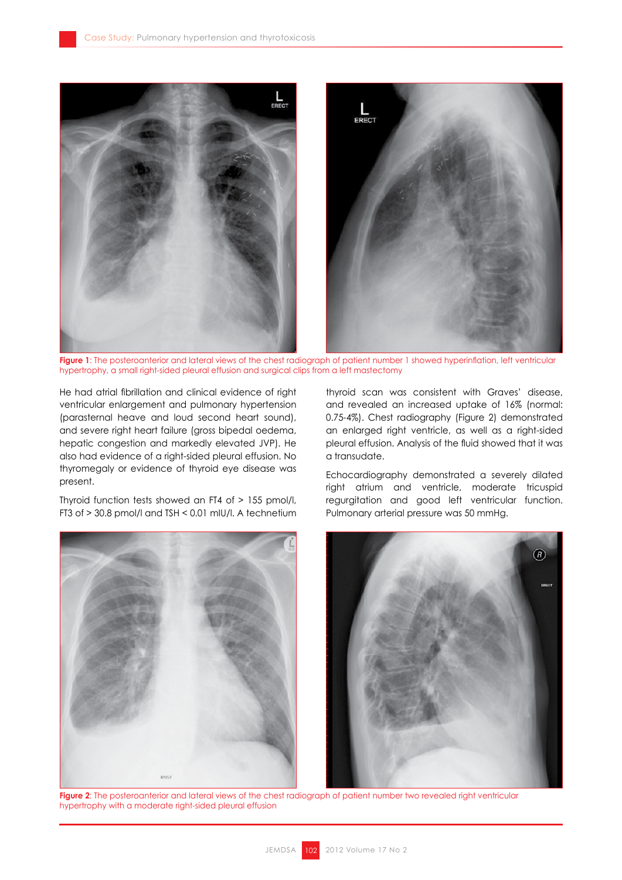**Figure 1**: The posteroanterior and lateral views of the chest radiograph of patient number 1 showed hyperinflation, left ventricular hypertrophy, a small right-sided pleural effusion and surgical clips from a left mastectomy

He had atrial fibrillation and clinical evidence of right ventricular enlargement and pulmonary hypertension (parasternal heave and loud second heart sound), and severe right heart failure (gross bipedal oedema, hepatic congestion and markedly elevated JVP). He also had evidence of a right-sided pleural effusion. No thyromegaly or evidence of thyroid eye disease was present.

Thyroid function tests showed an FT4 of > 155 pmol/l, FT3 of > 30.8 pmol/l and TSH < 0.01 mIU/l. A technetium thyroid scan was consistent with Graves' disease, and revealed an increased uptake of 16% (normal: 0.75-4%). Chest radiography (Figure 2) demonstrated an enlarged right ventricle, as well as a right-sided pleural effusion. Analysis of the fluid showed that it was a transudate.

Echocardiography demonstrated a severely dilated right atrium and ventricle, moderate tricuspid regurgitation and good left ventricular function. Pulmonary arterial pressure was 50 mmHg.

**Figure 2**: The posteroanterior and lateral views of the chest radiograph of patient number two revealed right ventricular hypertrophy with a moderate right-sided pleural effusion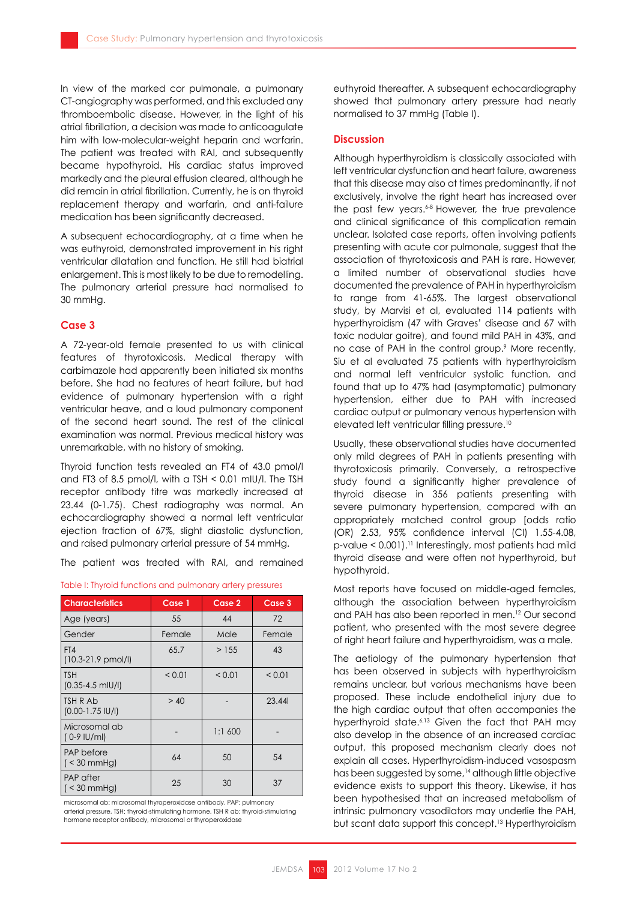In view of the marked cor pulmonale, a pulmonary CT-angiography was performed, and this excluded any thromboembolic disease. However, in the light of his atrial fibrillation, a decision was made to anticoagulate him with low-molecular-weight heparin and warfarin. The patient was treated with RAI, and subsequently became hypothyroid. His cardiac status improved markedly and the pleural effusion cleared, although he did remain in atrial fibrillation. Currently, he is on thyroid replacement therapy and warfarin, and anti-failure medication has been significantly decreased.

A subsequent echocardiography, at a time when he was euthyroid, demonstrated improvement in his right ventricular dilatation and function. He still had biatrial enlargement. This is most likely to be due to remodelling. The pulmonary arterial pressure had normalised to 30 mmHg.

## Case 3

A 72-year-old female presented to us with clinical features of thyrotoxicosis. Medical therapy with carbimazole had apparently been initiated six months before. She had no features of heart failure, but had evidence of pulmonary hypertension with a right ventricular heave, and a loud pulmonary component of the second heart sound. The rest of the clinical examination was normal. Previous medical history was unremarkable, with no history of smoking.

Thyroid function tests revealed an FT4 of 43.0 pmol/l and FT3 of 8.5 pmol/l, with a TSH < 0.01 mIU/l. The TSH receptor antibody titre was markedly increased at 23.44 (0-1.75). Chest radiography was normal. An echocardiography showed a normal left ventricular ejection fraction of 67%, slight diastolic dysfunction, and raised pulmonary arterial pressure of 54 mmHg.

The patient was treated with RAI, and remained euthyroid thereafter. A subsequent echocardiography showed that pulmonary artery pressure had nearly normalised to 37 mmHg (Table I).

Table I: Thyroid functions and pulmonary artery pressures

| Characteristics | Case 1 | Case 2 | Case 3 |
|---|---|---|---|
| Age (years) | 55 | 44 | 72 |
| Gender | Female | Male | Female |
| FT4 (10.3-21.9 pmol/l) | 65.7 | > 155 | 43 |
| TSH (0.35-4.5 mIU/l) | < 0.01 | < 0.01 | < 0.01 |
| TSH R Ab (0.00-1.75 IU/l) | > 40 | - | 23.44l |
| Microsomal ab ( 0-9 IU/ml) | - | 1:1 600 | - |
| PAP before ( < 30 mmHg) | 64 | 50 | 54 |
| PAP after ( < 30 mmHg) | 25 | 30 | 37 |

microsomal ab: microsomal thyroperoxidase antibody, PAP: pulmonary arterial pressure, TSH: thyroid-stimulating hormone, TSH R ab: thyroid-stimulating hormone receptor antibody, microsomal or thyroperoxidase

## Discussion

Although hyperthyroidism is classically associated with left ventricular dysfunction and heart failure, awareness that this disease may also at times predominantly, if not exclusively, involve the right heart has increased over the past few years.[6-8] However, the true prevalence and clinical significance of this complication remain unclear. Isolated case reports, often involving patients presenting with acute cor pulmonale, suggest that the association of thyrotoxicosis and PAH is rare. However, a limited number of observational studies have documented the prevalence of PAH in hyperthyroidism to range from 41-65%. The largest observational study, by Marvisi et al, evaluated 114 patients with hyperthyroidism (47 with Graves' disease and 67 with toxic nodular goitre), and found mild PAH in 43%, and no case of PAH in the control group.[9] More recently, Siu et al evaluated 75 patients with hyperthyroidism and normal left ventricular systolic function, and found that up to 47% had (asymptomatic) pulmonary hypertension, either due to PAH with increased cardiac output or pulmonary venous hypertension with elevated left ventricular filling pressure.[10]

Usually, these observational studies have documented only mild degrees of PAH in patients presenting with thyrotoxicosis primarily. Conversely, a retrospective study found a significantly higher prevalence of thyroid disease in 356 patients presenting with severe pulmonary hypertension, compared with an appropriately matched control group [odds ratio (OR) 2.53, 95% confidence interval (CI) 1.55-4.08, p-value < 0.001).[11] Interestingly, most patients had mild thyroid disease and were often not hyperthyroid, but hypothyroid.

Most reports have focused on middle-aged females, although the association between hyperthyroidism and PAH has also been reported in men.[12] Our second patient, who presented with the most severe degree of right heart failure and hyperthyroidism, was a male.

The aetiology of the pulmonary hypertension that has been observed in subjects with hyperthyroidism remains unclear, but various mechanisms have been proposed. These include endothelial injury due to the high cardiac output that often accompanies the hyperthyroid state.[6,13] Given the fact that PAH may also develop in the absence of an increased cardiac output, this proposed mechanism clearly does not explain all cases. Hyperthyroidism-induced vasospasm has been suggested by some,[14] although little objective evidence exists to support this theory. Likewise, it has been hypothesised that an increased metabolism of intrinsic pulmonary vasodilators may underlie the PAH, but scant data support this concept.[13] Hyperthyroidism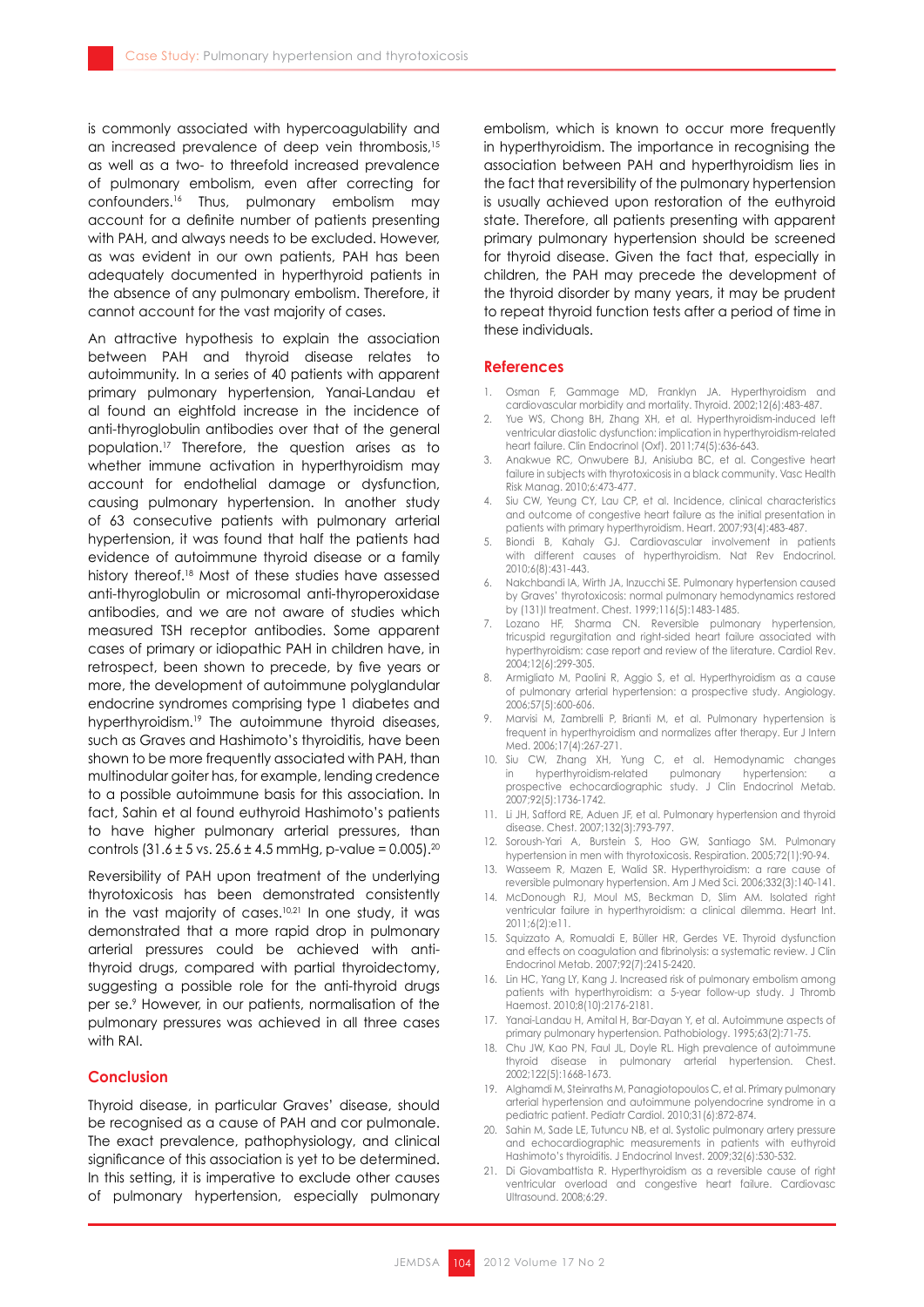is commonly associated with hypercoagulability and an increased prevalence of deep vein thrombosis,[15] as well as a two- to threefold increased prevalence of pulmonary embolism, even after correcting for confounders.[16] Thus, pulmonary embolism may account for a definite number of patients presenting with PAH, and always needs to be excluded. However, as was evident in our own patients, PAH has been adequately documented in hyperthyroid patients in the absence of any pulmonary embolism. Therefore, it cannot account for the vast majority of cases.

An attractive hypothesis to explain the association between PAH and thyroid disease relates to autoimmunity. In a series of 40 patients with apparent primary pulmonary hypertension, Yanai-Landau et al found an eightfold increase in the incidence of anti-thyroglobulin antibodies over that of the general population.[17] Therefore, the question arises as to whether immune activation in hyperthyroidism may account for endothelial damage or dysfunction, causing pulmonary hypertension. In another study of 63 consecutive patients with pulmonary arterial hypertension, it was found that half the patients had evidence of autoimmune thyroid disease or a family history thereof.[18] Most of these studies have assessed anti-thyroglobulin or microsomal anti-thyroperoxidase antibodies, and we are not aware of studies which measured TSH receptor antibodies. Some apparent cases of primary or idiopathic PAH in children have, in retrospect, been shown to precede, by five years or more, the development of autoimmune polyglandular endocrine syndromes comprising type 1 diabetes and hyperthyroidism.[19] The autoimmune thyroid diseases, such as Graves and Hashimoto's thyroiditis, have been shown to be more frequently associated with PAH, than multinodular goiter has, for example, lending credence to a possible autoimmune basis for this association. In fact, Sahin et al found euthyroid Hashimoto's patients to have higher pulmonary arterial pressures, than controls ($31.6 \pm 5$ vs. $25.6 \pm 4.5$ mmHg, p-value = 0.005).[20]

Reversibility of PAH upon treatment of the underlying thyrotoxicosis has been demonstrated consistently in the vast majority of cases.[10,21] In one study, it was demonstrated that a more rapid drop in pulmonary arterial pressures could be achieved with anti-thyroid drugs, compared with partial thyroidectomy, suggesting a possible role for the anti-thyroid drugs per se.[9] However, in our patients, normalisation of the pulmonary pressures was achieved in all three cases with RAI.

## Conclusion

Thyroid disease, in particular Graves' disease, should be recognised as a cause of PAH and cor pulmonale. The exact prevalence, pathophysiology, and clinical significance of this association is yet to be determined. In this setting, it is imperative to exclude other causes of pulmonary hypertension, especially pulmonary embolism, which is known to occur more frequently in hyperthyroidism. The importance in recognising the association between PAH and hyperthyroidism lies in the fact that reversibility of the pulmonary hypertension is usually achieved upon restoration of the euthyroid state. Therefore, all patients presenting with apparent primary pulmonary hypertension should be screened for thyroid disease. Given the fact that, especially in children, the PAH may precede the development of the thyroid disorder by many years, it may be prudent to repeat thyroid function tests after a period of time in these individuals.

## References

1. Osman F, Gammage MD, Franklyn JA. Hyperthyroidism and cardiovascular morbidity and mortality. Thyroid. 2002;12(6):483-487.
2. Yue WS, Chong BH, Zhang XH, et al. Hyperthyroidism-induced left ventricular diastolic dysfunction: implication in hyperthyroidism-related heart failure. Clin Endocrinol (Oxf). 2011;74(5):636-643.
3. Anakwue RC, Onwubere BJ, Anisiuba BC, et al. Congestive heart failure in subjects with thyrotoxicosis in a black community. Vasc Health Risk Manag. 2010;6:473-477.
4. Siu CW, Yeung CY, Lau CP, et al. Incidence, clinical characteristics and outcome of congestive heart failure as the initial presentation in patients with primary hyperthyroidism. Heart. 2007;93(4):483-487.
5. Biondi B, Kahaly GJ. Cardiovascular involvement in patients with different causes of hyperthyroidism. Nat Rev Endocrinol. 2010;6(8):431-443.
6. Nakchbandi IA, Wirth JA, Inzucchi SE. Pulmonary hypertension caused by Graves' thyrotoxicosis: normal pulmonary hemodynamics restored by (131)I treatment. Chest. 1999;116(5):1483-1485.
7. Lozano HF, Sharma CN. Reversible pulmonary hypertension, tricuspid regurgitation and right-sided heart failure associated with hyperthyroidism: case report and review of the literature. Cardiol Rev. 2004;12(6):299-305.
8. Armigliato M, Paolini R, Aggio S, et al. Hyperthyroidism as a cause of pulmonary arterial hypertension: a prospective study. Angiology. 2006;57(5):600-606.
9. Marvisi M, Zambrelli P, Brianti M, et al. Pulmonary hypertension is frequent in hyperthyroidism and normalizes after therapy. Eur J Intern Med. 2006;17(4):267-271.
10. Siu CW, Zhang XH, Yung C, et al. Hemodynamic changes in hyperthyroidism-related pulmonary hypertension: a prospective echocardiographic study. J Clin Endocrinol Metab. 2007;92(5):1736-1742.
11. Li JH, Safford RE, Aduen JF, et al. Pulmonary hypertension and thyroid disease. Chest. 2007;132(3):793-797.
12. Soroush-Yari A, Burstein S, Hoo GW, Santiago SM. Pulmonary hypertension in men with thyrotoxicosis. Respiration. 2005;72(1):90-94.
13. Wasseem R, Mazen E, Walid SR. Hyperthyroidism: a rare cause of reversible pulmonary hypertension. Am J Med Sci. 2006;332(3):140-141.
14. McDonough RJ, Moul MS, Beckman D, Slim AM. Isolated right ventricular failure in hyperthyroidism: a clinical dilemma. Heart Int. 2011;6(2):e11.
15. Squizzato A, Romualdi E, Büller HR, Gerdes VE. Thyroid dysfunction and effects on coagulation and fibrinolysis: a systematic review. J Clin Endocrinol Metab. 2007;92(7):2415-2420.
16. Lin HC, Yang LY, Kang J. Increased risk of pulmonary embolism among patients with hyperthyroidism: a 5-year follow-up study. J Thromb Haemost. 2010;8(10):2176-2181.
17. Yanai-Landau H, Amital H, Bar-Dayan Y, et al. Autoimmune aspects of primary pulmonary hypertension. Pathobiology. 1995;63(2):71-75.
18. Chu JW, Kao PN, Faul JL, Doyle RL. High prevalence of autoimmune thyroid disease in pulmonary arterial hypertension. Chest. 2002;122(5):1668-1673.
19. Alghamdi M, Steinraths M, Panagiotopoulos C, et al. Primary pulmonary arterial hypertension and autoimmune polyendocrine syndrome in a pediatric patient. Pediatr Cardiol. 2010;31(6):872-874.
20. Sahin M, Sade LE, Tutuncu NB, et al. Systolic pulmonary artery pressure and echocardiographic measurements in patients with euthyroid Hashimoto's thyroiditis. J Endocrinol Invest. 2009;32(6):530-532.
21. Di Giovambattista R. Hyperthyroidism as a reversible cause of right ventricular overload and congestive heart failure. Cardiovasc Ultrasound. 2008;6:29.